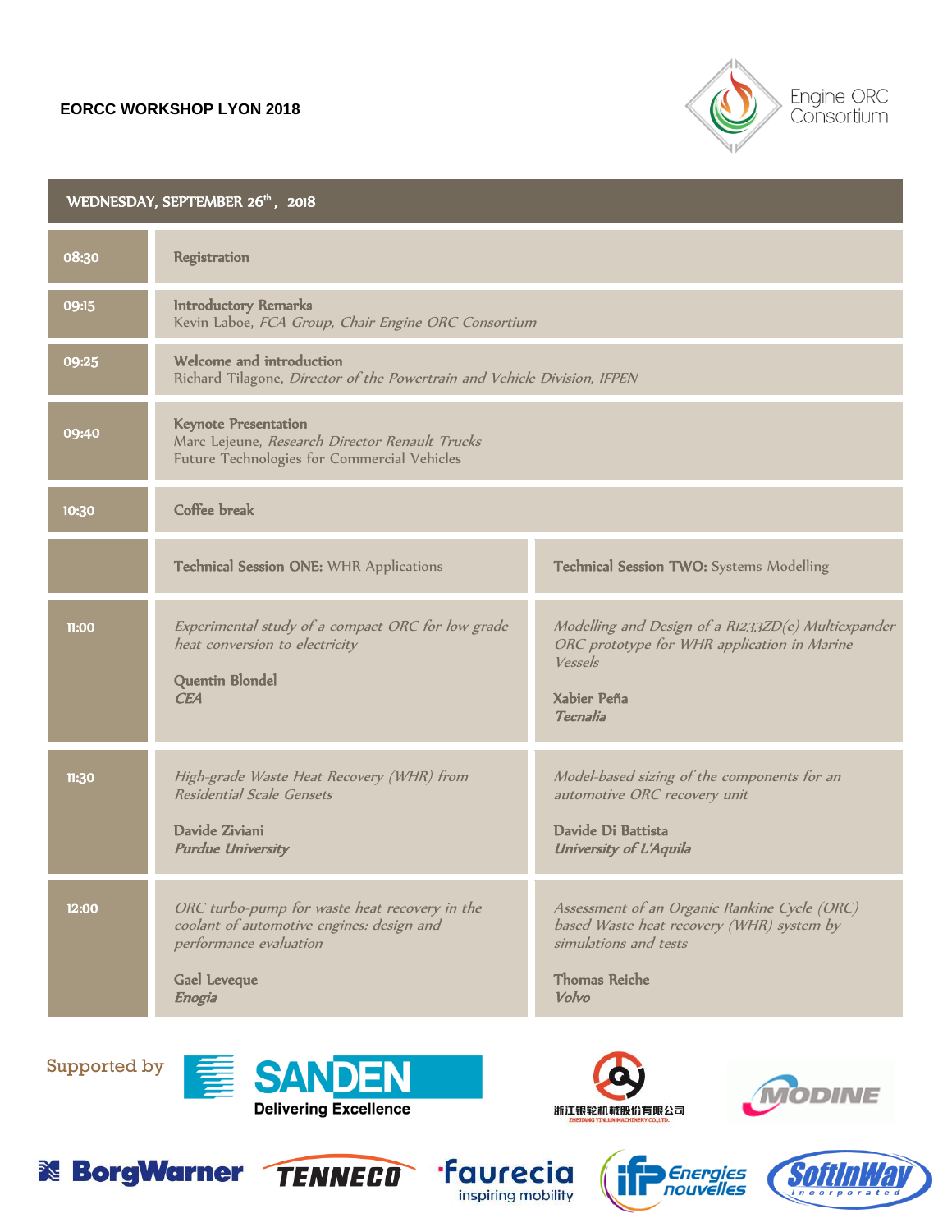**EORCC WORKSHOP LYON 2018**

Engine ORC Consortium

## WEDNESDAY, SEPTEMBER 26th, 2018

| Time | Program | |
|---|---|---|
| 08:30 | Registration | |
| 09:15 | **Introductory Remarks**<br>Kevin Laboe, *FCA Group, Chair Engine ORC Consortium* | |
| 09:25 | **Welcome and introduction**<br>Richard Tilagone, *Director of the Powertrain and Vehicle Division, IFPEN* | |
| 09:40 | **Keynote Presentation**<br>Marc Lejeune, *Research Director Renault Trucks*<br>Future Technologies for Commercial Vehicles | |
| 10:30 | Coffee break | |
| | **Technical Session ONE:** WHR Applications | **Technical Session TWO:** Systems Modelling |
| 11:00 | *Experimental study of a compact ORC for low grade heat conversion to electricity*<br><br>Quentin Blondel<br>***CEA*** | *Modelling and Design of a R1233ZD(e) Multiexpander ORC prototype for WHR application in Marine Vessels*<br><br>Xabier Peña<br>***Tecnalia*** |
| 11:30 | *High-grade Waste Heat Recovery (WHR) from Residential Scale Gensets*<br><br>Davide Ziviani<br>***Purdue University*** | *Model-based sizing of the components for an automotive ORC recovery unit*<br><br>Davide Di Battista<br>***University of L'Aquila*** |
| 12:00 | *ORC turbo-pump for waste heat recovery in the coolant of automotive engines: design and performance evaluation*<br><br>Gael Leveque<br>***Enogia*** | *Assessment of an Organic Rankine Cycle (ORC) based Waste heat recovery (WHR) system by simulations and tests*<br><br>Thomas Reiche<br>***Volvo*** |

Supported by SANDEN Delivering Excellence, 浙江银轮机械股份有限公司 ZHEJIANG YINLUN MACHINERY CO.,LTD., MODINE, BorgWarner, TENNECO, faurecia inspiring mobility, IFP Energies nouvelles, SoftInWay Incorporated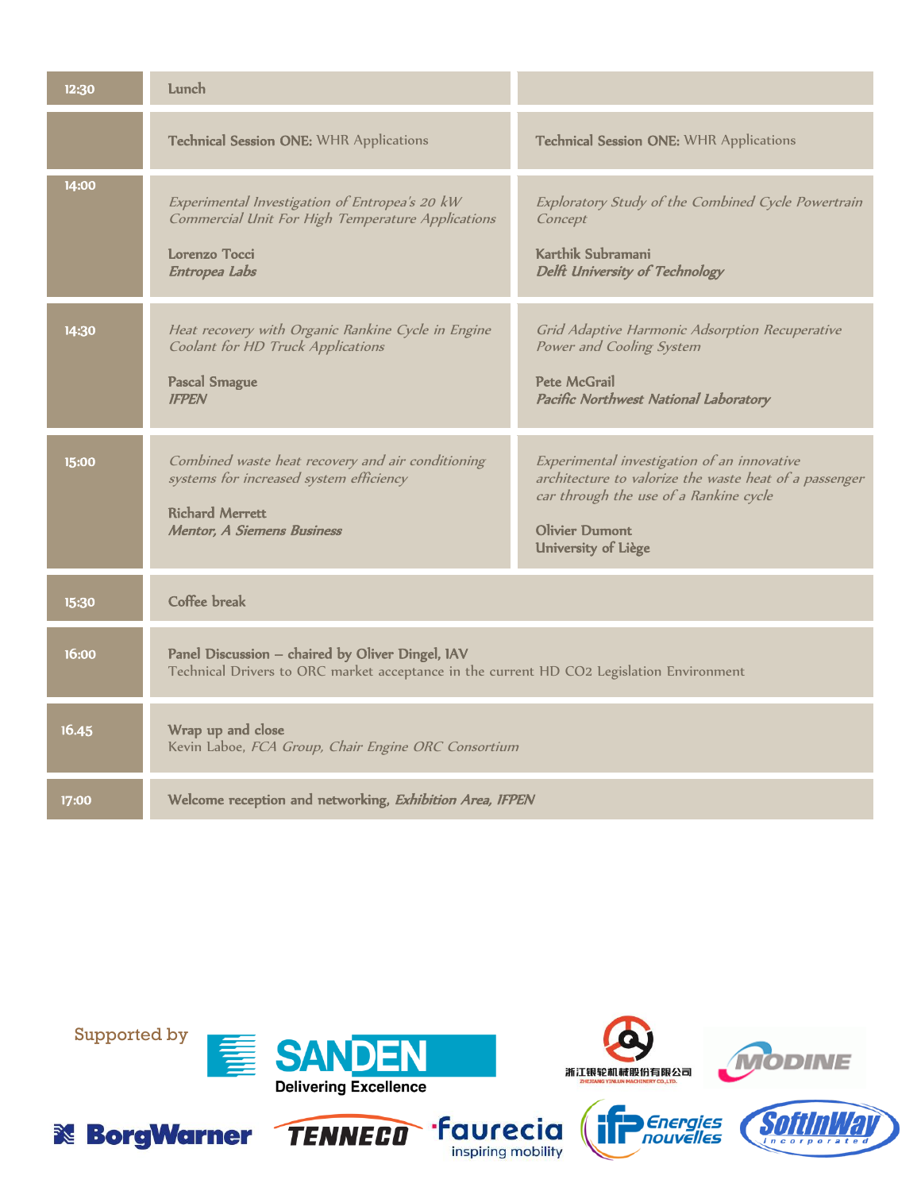| | | |
|---|---|---|
| 12:30 | Lunch | |
| | **Technical Session ONE:** WHR Applications | **Technical Session ONE:** WHR Applications |
| 14:00 | *Experimental Investigation of Entropea's 20 kW Commercial Unit For High Temperature Applications*<br><br>Lorenzo Tocci<br>*Entropea Labs* | *Exploratory Study of the Combined Cycle Powertrain Concept*<br><br>Karthik Subramani<br>*Delft University of Technology* |
| 14:30 | *Heat recovery with Organic Rankine Cycle in Engine Coolant for HD Truck Applications*<br><br>Pascal Smague<br>*IFPEN* | *Grid Adaptive Harmonic Adsorption Recuperative Power and Cooling System*<br><br>Pete McGrail<br>*Pacific Northwest National Laboratory* |
| 15:00 | *Combined waste heat recovery and air conditioning systems for increased system efficiency*<br><br>Richard Merrett<br>*Mentor, A Siemens Business* | *Experimental investigation of an innovative architecture to valorize the waste heat of a passenger car through the use of a Rankine cycle*<br><br>Olivier Dumont<br>University of Liège |
| 15:30 | Coffee break | |
| 16:00 | Panel Discussion – chaired by Oliver Dingel, IAV<br>Technical Drivers to ORC market acceptance in the current HD $CO_2$ Legislation Environment | |
| 16.45 | Wrap up and close<br>Kevin Laboe, *FCA Group, Chair Engine ORC Consortium* | |
| 17:00 | Welcome reception and networking, *Exhibition Area, IFPEN* | |

Supported by

SANDEN Delivering Excellence · 浙江银轮机械股份有限公司 ZHEJIANG YINLUN MACHINERY CO.,LTD. · MODINE · BorgWarner · TENNECO · faurecia inspiring mobility · IFP Energies nouvelles · SoftInWay incorporated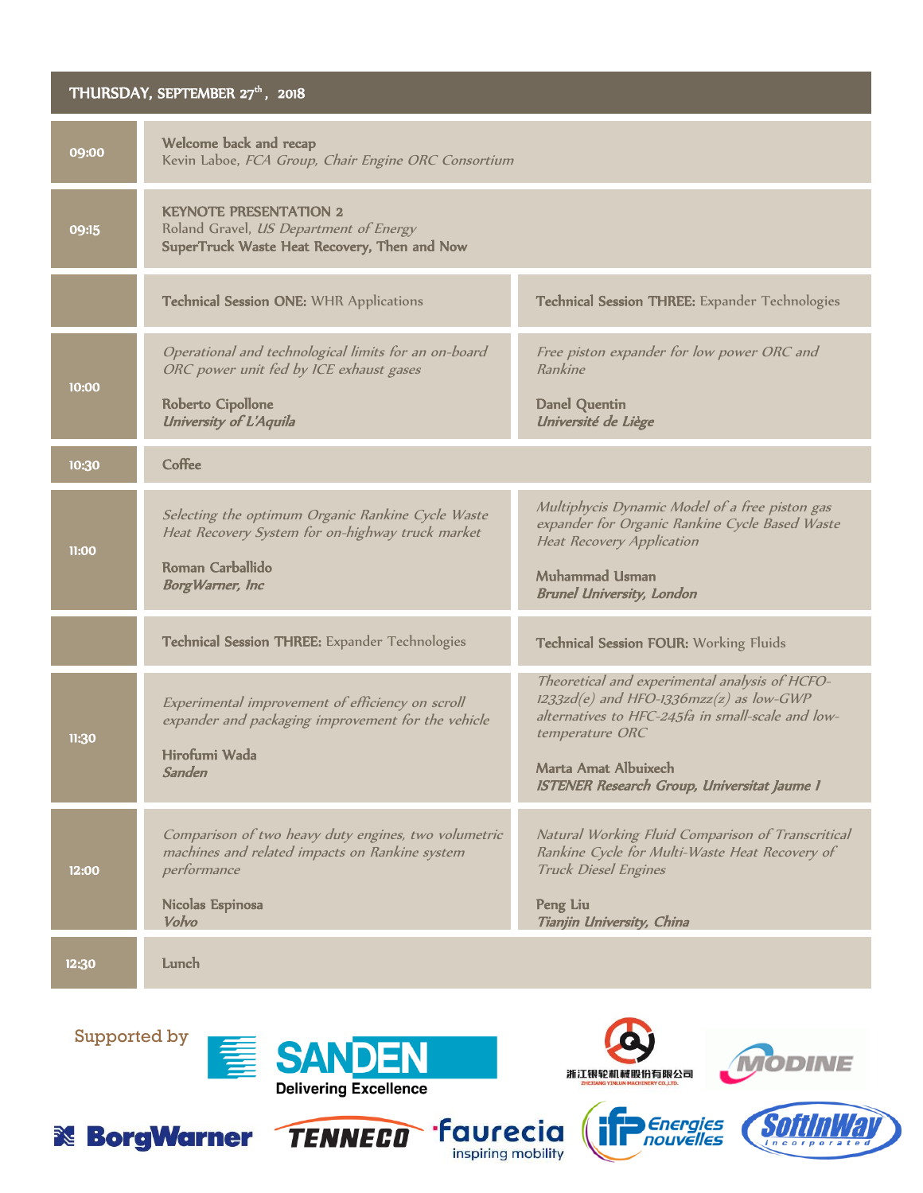## THURSDAY, SEPTEMBER 27th, 2018

| Time | | |
|---|---|---|
| 09:00 | **Welcome back and recap**<br>Kevin Laboe, *FCA Group, Chair Engine ORC Consortium* | |
| 09:15 | **KEYNOTE PRESENTATION 2**<br>Roland Gravel, *US Department of Energy*<br>**SuperTruck Waste Heat Recovery, Then and Now** | |
| | **Technical Session ONE:** WHR Applications | **Technical Session THREE:** Expander Technologies |
| 10:00 | *Operational and technological limits for an on-board ORC power unit fed by ICE exhaust gases*<br><br>**Roberto Cipollone**<br>***University of L'Aquila*** | *Free piston expander for low power ORC and Rankine*<br><br>**Danel Quentin**<br>***Université de Liège*** |
| 10:30 | Coffee | |
| 11:00 | *Selecting the optimum Organic Rankine Cycle Waste Heat Recovery System for on-highway truck market*<br><br>**Roman Carballido**<br>***BorgWarner, Inc*** | *Multiphycis Dynamic Model of a free piston gas expander for Organic Rankine Cycle Based Waste Heat Recovery Application*<br><br>**Muhammad Usman**<br>***Brunel University, London*** |
| | **Technical Session THREE:** Expander Technologies | **Technical Session FOUR:** Working Fluids |
| 11:30 | *Experimental improvement of efficiency on scroll expander and packaging improvement for the vehicle*<br><br>**Hirofumi Wada**<br>***Sanden*** | *Theoretical and experimental analysis of HCFO-1233zd(e) and HFO-1336mzz(z) as low-GWP alternatives to HFC-245fa in small-scale and low-temperature ORC*<br><br>**Marta Amat Albuixech**<br>***ISTENER Research Group, Universitat Jaume I*** |
| 12:00 | *Comparison of two heavy duty engines, two volumetric machines and related impacts on Rankine system performance*<br><br>**Nicolas Espinosa**<br>***Volvo*** | *Natural Working Fluid Comparison of Transcritical Rankine Cycle for Multi-Waste Heat Recovery of Truck Diesel Engines*<br><br>**Peng Liu**<br>***Tianjin University, China*** |
| 12:30 | Lunch | |

Supported by

SANDEN Delivering Excellence · 浙江银轮机械股份有限公司 ZHEJIANG YINLUN MACHINERY CO.,LTD. · MODINE · BorgWarner · TENNECO · faurecia inspiring mobility · IFP Energies nouvelles · SoftInWay incorporated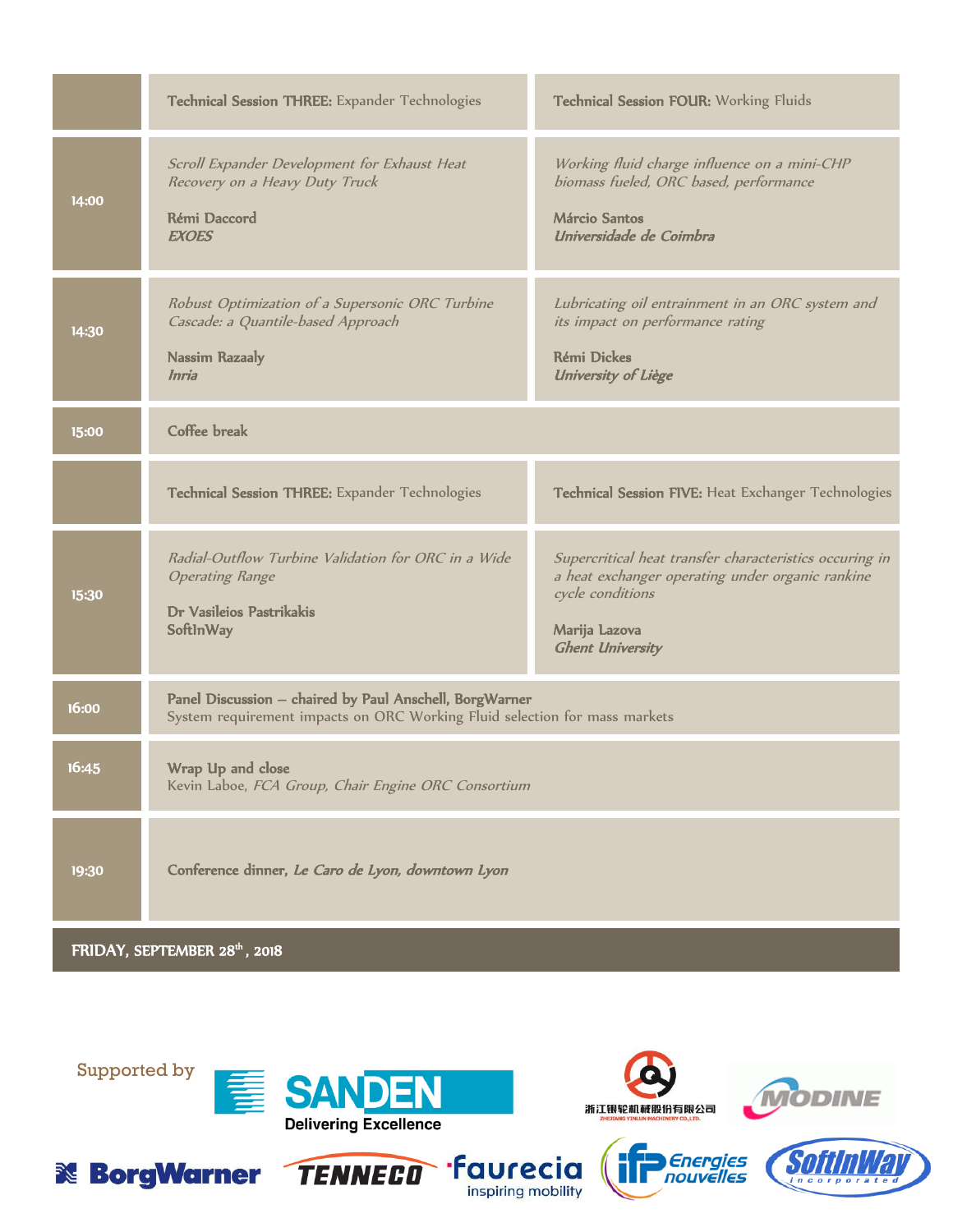| | | |
|---|---|---|
| | **Technical Session THREE:** Expander Technologies | **Technical Session FOUR:** Working Fluids |
| 14:00 | *Scroll Expander Development for Exhaust Heat Recovery on a Heavy Duty Truck*<br><br>**Rémi Daccord**<br>***EXOES*** | *Working fluid charge influence on a mini-CHP biomass fueled, ORC based, performance*<br><br>**Márcio Santos**<br>***Universidade de Coimbra*** |
| 14:30 | *Robust Optimization of a Supersonic ORC Turbine Cascade: a Quantile-based Approach*<br><br>**Nassim Razaaly**<br>***Inria*** | *Lubricating oil entrainment in an ORC system and its impact on performance rating*<br><br>**Rémi Dickes**<br>***University of Liège*** |
| 15:00 | Coffee break | |
| | **Technical Session THREE:** Expander Technologies | **Technical Session FIVE:** Heat Exchanger Technologies |
| 15:30 | *Radial-Outflow Turbine Validation for ORC in a Wide Operating Range*<br><br>**Dr Vasileios Pastrikakis**<br>**SoftInWay** | *Supercritical heat transfer characteristics occuring in a heat exchanger operating under organic rankine cycle conditions*<br><br>**Marija Lazova**<br>***Ghent University*** |
| 16:00 | **Panel Discussion – chaired by Paul Anschell, BorgWarner**<br>System requirement impacts on ORC Working Fluid selection for mass markets | |
| 16:45 | **Wrap Up and close**<br>Kevin Laboe, *FCA Group, Chair Engine ORC Consortium* | |
| 19:30 | Conference dinner, *Le Caro de Lyon, downtown Lyon* | |

**FRIDAY, SEPTEMBER 28th, 2018**

Supported by

SANDEN Delivering Excellence

浙江银轮机械股份有限公司 ZHEJIANG YINLUN MACHINERY CO.,LTD.

MODINE

BorgWarner

TENNECO

faurecia inspiring mobility

ifp Energies nouvelles

SoftInWay incorporated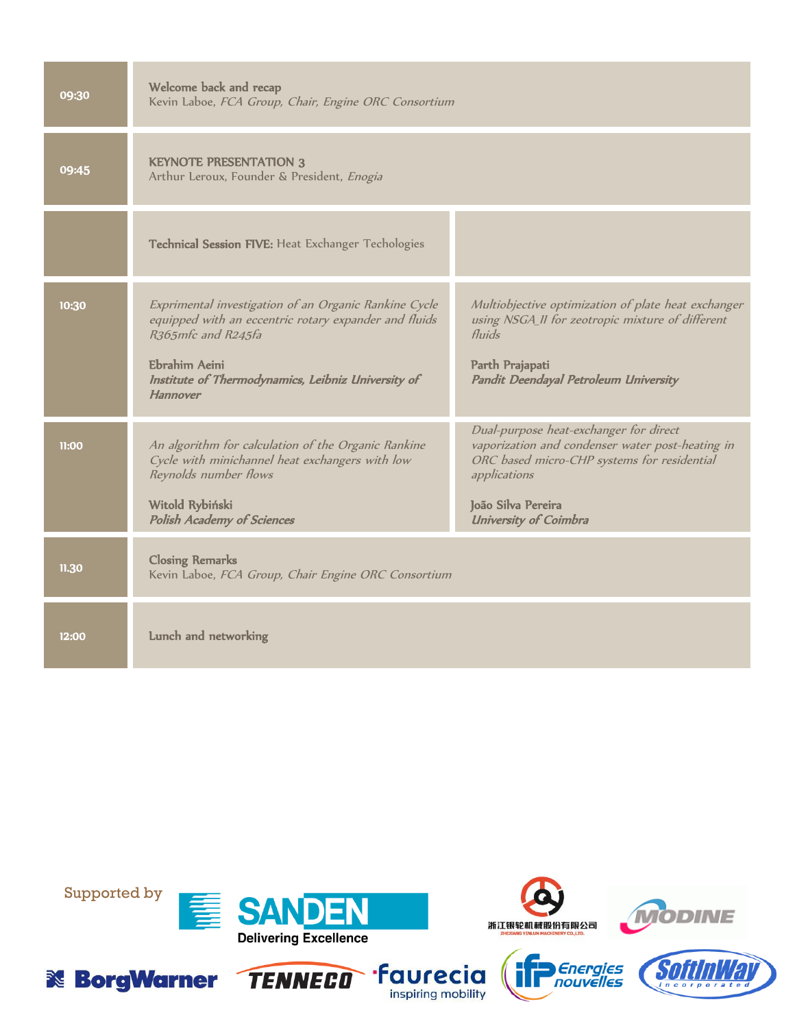| | | |
|---|---|---|
| 09:30 | **Welcome back and recap**<br>Kevin Laboe, *FCA Group, Chair, Engine ORC Consortium* | |
| 09:45 | **KEYNOTE PRESENTATION 3**<br>Arthur Leroux, Founder & President, *Enogia* | |
| | **Technical Session FIVE:** Heat Exchanger Techologies | |
| 10:30 | *Exprimental investigation of an Organic Rankine Cycle equipped with an eccentric rotary expander and fluids R365mfc and R245fa*<br><br>Ebrahim Aeini<br>***Institute of Thermodynamics, Leibniz University of Hannover*** | *Multiobjective optimization of plate heat exchanger using NSGA_II for zeotropic mixture of different fluids*<br><br>Parth Prajapati<br>***Pandit Deendayal Petroleum University*** |
| 11:00 | *An algorithm for calculation of the Organic Rankine Cycle with minichannel heat exchangers with low Reynolds number flows*<br><br>Witold Rybiński<br>***Polish Academy of Sciences*** | *Dual-purpose heat-exchanger for direct vaporization and condenser water post-heating in ORC based micro-CHP systems for residential applications*<br><br>João Silva Pereira<br>***University of Coimbra*** |
| 11.30 | **Closing Remarks**<br>Kevin Laboe, *FCA Group, Chair Engine ORC Consortium* | |
| 12:00 | **Lunch and networking** | |

Supported by

SANDEN Delivering Excellence

浙江银轮机械股份有限公司 ZHEJIANG YINLUN MACHINERY CO.,LTD.

MODINE

BorgWarner

TENNECO

faurecia inspiring mobility

IFP Energies nouvelles

SoftInWay incorporated